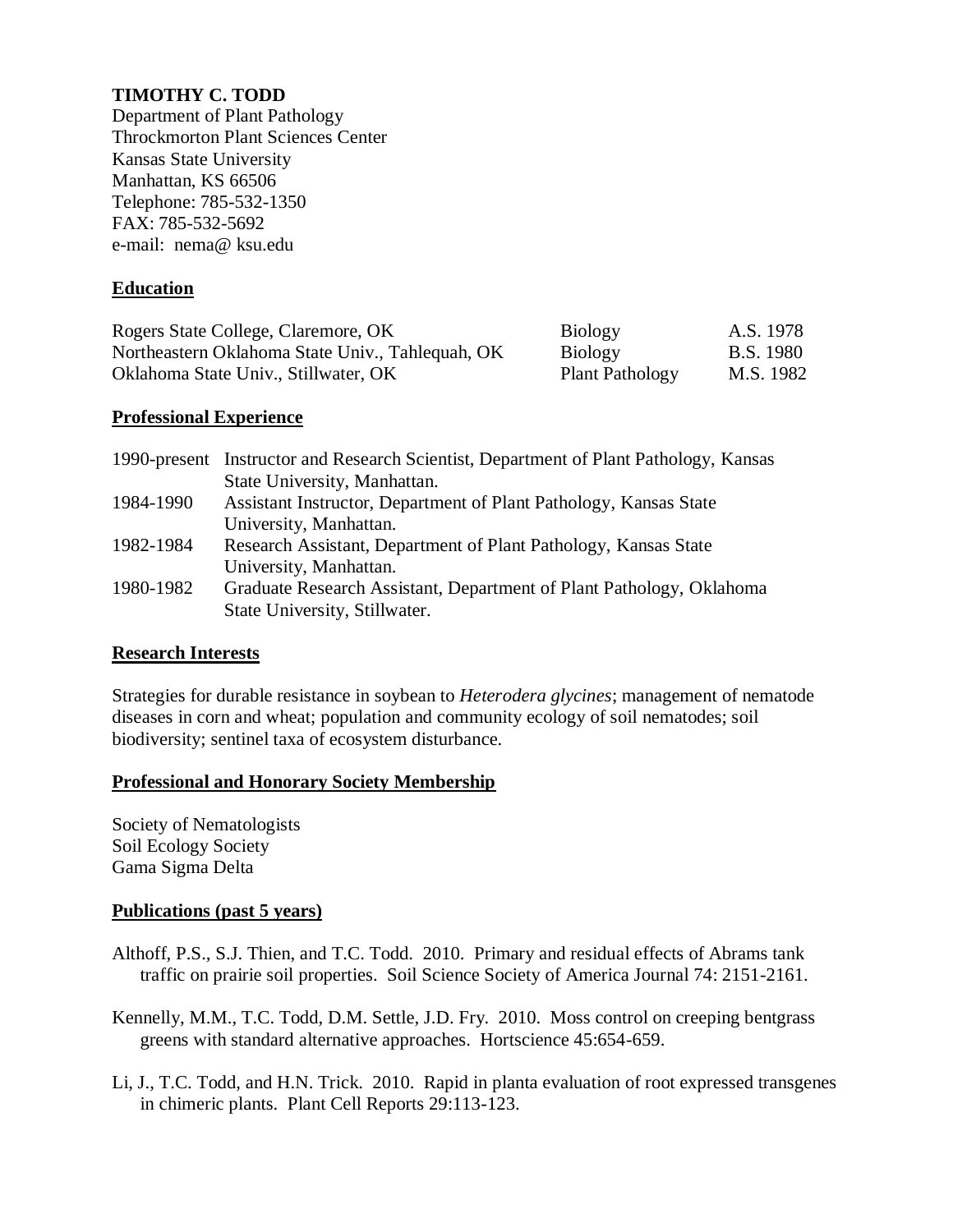**TIMOTHY C. TODD**
Department of Plant Pathology
Throckmorton Plant Sciences Center
Kansas State University
Manhattan, KS 66506
Telephone: 785-532-1350
FAX: 785-532-5692
e-mail: nema@ ksu.edu

## Education

| | | |
|---|---|---|
| Rogers State College, Claremore, OK | Biology | A.S. 1978 |
| Northeastern Oklahoma State Univ., Tahlequah, OK | Biology | B.S. 1980 |
| Oklahoma State Univ., Stillwater, OK | Plant Pathology | M.S. 1982 |

## Professional Experience

| | |
|---|---|
| 1990-present | Instructor and Research Scientist, Department of Plant Pathology, Kansas State University, Manhattan. |
| 1984-1990 | Assistant Instructor, Department of Plant Pathology, Kansas State University, Manhattan. |
| 1982-1984 | Research Assistant, Department of Plant Pathology, Kansas State University, Manhattan. |
| 1980-1982 | Graduate Research Assistant, Department of Plant Pathology, Oklahoma State University, Stillwater. |

## Research Interests

Strategies for durable resistance in soybean to *Heterodera glycines*; management of nematode diseases in corn and wheat; population and community ecology of soil nematodes; soil biodiversity; sentinel taxa of ecosystem disturbance.

## Professional and Honorary Society Membership

Society of Nematologists
Soil Ecology Society
Gama Sigma Delta

## Publications (past 5 years)

Althoff, P.S., S.J. Thien, and T.C. Todd. 2010. Primary and residual effects of Abrams tank traffic on prairie soil properties. Soil Science Society of America Journal 74: 2151-2161.

Kennelly, M.M., T.C. Todd, D.M. Settle, J.D. Fry. 2010. Moss control on creeping bentgrass greens with standard alternative approaches. Hortscience 45:654-659.

Li, J., T.C. Todd, and H.N. Trick. 2010. Rapid in planta evaluation of root expressed transgenes in chimeric plants. Plant Cell Reports 29:113-123.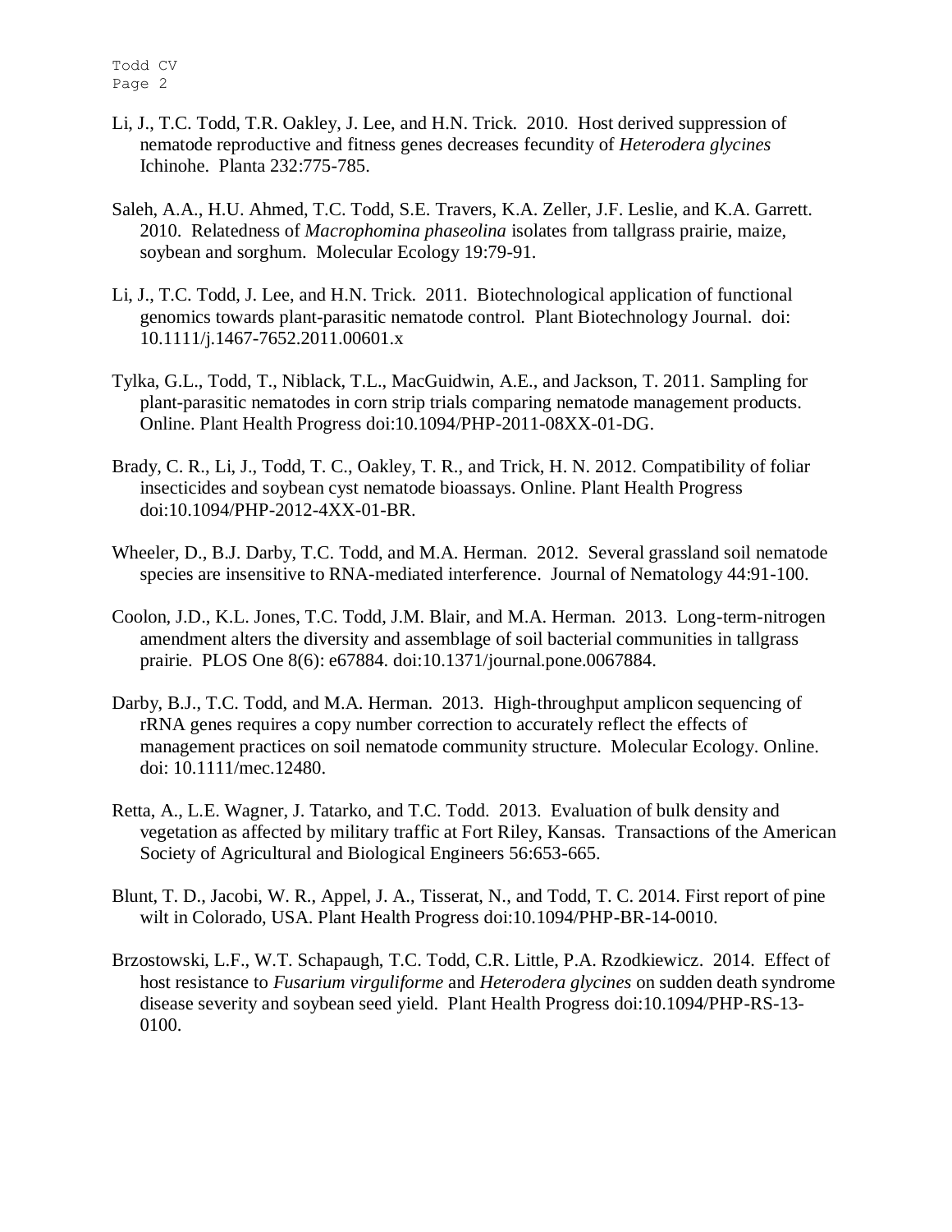Li, J., T.C. Todd, T.R. Oakley, J. Lee, and H.N. Trick. 2010. Host derived suppression of nematode reproductive and fitness genes decreases fecundity of *Heterodera glycines* Ichinohe. Planta 232:775-785.

Saleh, A.A., H.U. Ahmed, T.C. Todd, S.E. Travers, K.A. Zeller, J.F. Leslie, and K.A. Garrett. 2010. Relatedness of *Macrophomina phaseolina* isolates from tallgrass prairie, maize, soybean and sorghum. Molecular Ecology 19:79-91.

Li, J., T.C. Todd, J. Lee, and H.N. Trick. 2011. Biotechnological application of functional genomics towards plant-parasitic nematode control. Plant Biotechnology Journal. doi: 10.1111/j.1467-7652.2011.00601.x

Tylka, G.L., Todd, T., Niblack, T.L., MacGuidwin, A.E., and Jackson, T. 2011. Sampling for plant-parasitic nematodes in corn strip trials comparing nematode management products. Online. Plant Health Progress doi:10.1094/PHP-2011-08XX-01-DG.

Brady, C. R., Li, J., Todd, T. C., Oakley, T. R., and Trick, H. N. 2012. Compatibility of foliar insecticides and soybean cyst nematode bioassays. Online. Plant Health Progress doi:10.1094/PHP-2012-4XX-01-BR.

Wheeler, D., B.J. Darby, T.C. Todd, and M.A. Herman. 2012. Several grassland soil nematode species are insensitive to RNA-mediated interference. Journal of Nematology 44:91-100.

Coolon, J.D., K.L. Jones, T.C. Todd, J.M. Blair, and M.A. Herman. 2013. Long-term-nitrogen amendment alters the diversity and assemblage of soil bacterial communities in tallgrass prairie. PLOS One 8(6): e67884. doi:10.1371/journal.pone.0067884.

Darby, B.J., T.C. Todd, and M.A. Herman. 2013. High-throughput amplicon sequencing of rRNA genes requires a copy number correction to accurately reflect the effects of management practices on soil nematode community structure. Molecular Ecology. Online. doi: 10.1111/mec.12480.

Retta, A., L.E. Wagner, J. Tatarko, and T.C. Todd. 2013. Evaluation of bulk density and vegetation as affected by military traffic at Fort Riley, Kansas. Transactions of the American Society of Agricultural and Biological Engineers 56:653-665.

Blunt, T. D., Jacobi, W. R., Appel, J. A., Tisserat, N., and Todd, T. C. 2014. First report of pine wilt in Colorado, USA. Plant Health Progress doi:10.1094/PHP-BR-14-0010.

Brzostowski, L.F., W.T. Schapaugh, T.C. Todd, C.R. Little, P.A. Rzodkiewicz. 2014. Effect of host resistance to *Fusarium virguliforme* and *Heterodera glycines* on sudden death syndrome disease severity and soybean seed yield. Plant Health Progress doi:10.1094/PHP-RS-13-0100.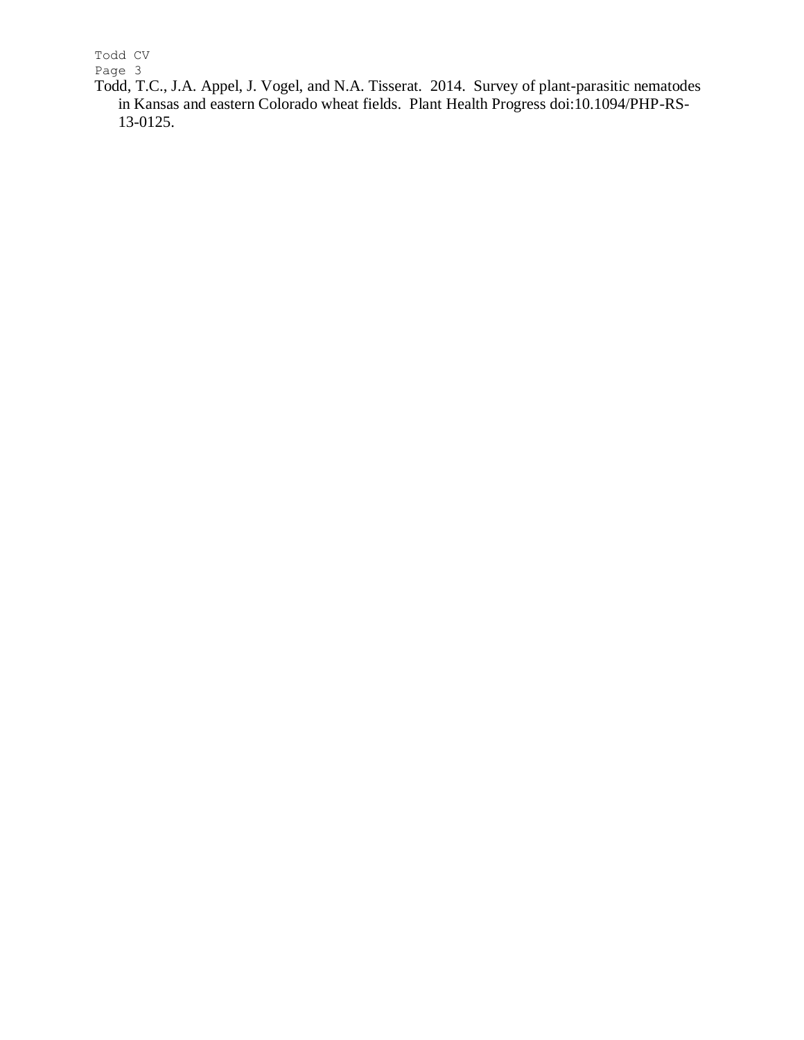Todd, T.C., J.A. Appel, J. Vogel, and N.A. Tisserat. 2014. Survey of plant-parasitic nematodes in Kansas and eastern Colorado wheat fields. Plant Health Progress doi:10.1094/PHP-RS-13-0125.